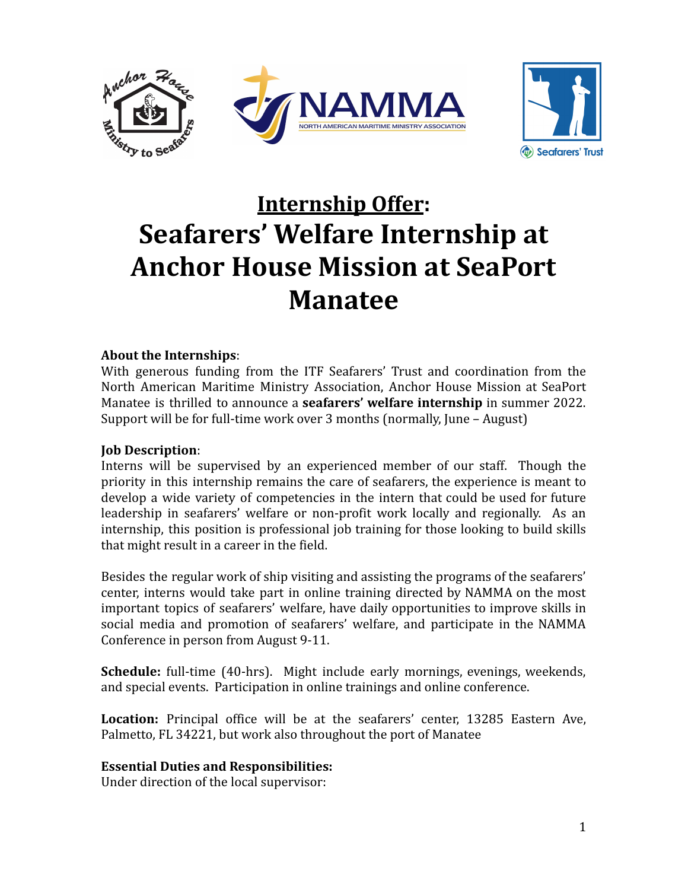# Internship Offer:

# Seafarers' Welfare Internship at Anchor House Mission at SeaPort Manatee

**About the Internships**:
With generous funding from the ITF Seafarers' Trust and coordination from the North American Maritime Ministry Association, Anchor House Mission at SeaPort Manatee is thrilled to announce a **seafarers' welfare internship** in summer 2022. Support will be for full-time work over 3 months (normally, June – August)

**Job Description**:
Interns will be supervised by an experienced member of our staff. Though the priority in this internship remains the care of seafarers, the experience is meant to develop a wide variety of competencies in the intern that could be used for future leadership in seafarers' welfare or non-profit work locally and regionally. As an internship, this position is professional job training for those looking to build skills that might result in a career in the field.

Besides the regular work of ship visiting and assisting the programs of the seafarers' center, interns would take part in online training directed by NAMMA on the most important topics of seafarers' welfare, have daily opportunities to improve skills in social media and promotion of seafarers' welfare, and participate in the NAMMA Conference in person from August 9-11.

**Schedule:** full-time (40-hrs). Might include early mornings, evenings, weekends, and special events. Participation in online trainings and online conference.

**Location:** Principal office will be at the seafarers' center, 13285 Eastern Ave, Palmetto, FL 34221, but work also throughout the port of Manatee

**Essential Duties and Responsibilities:**
Under direction of the local supervisor: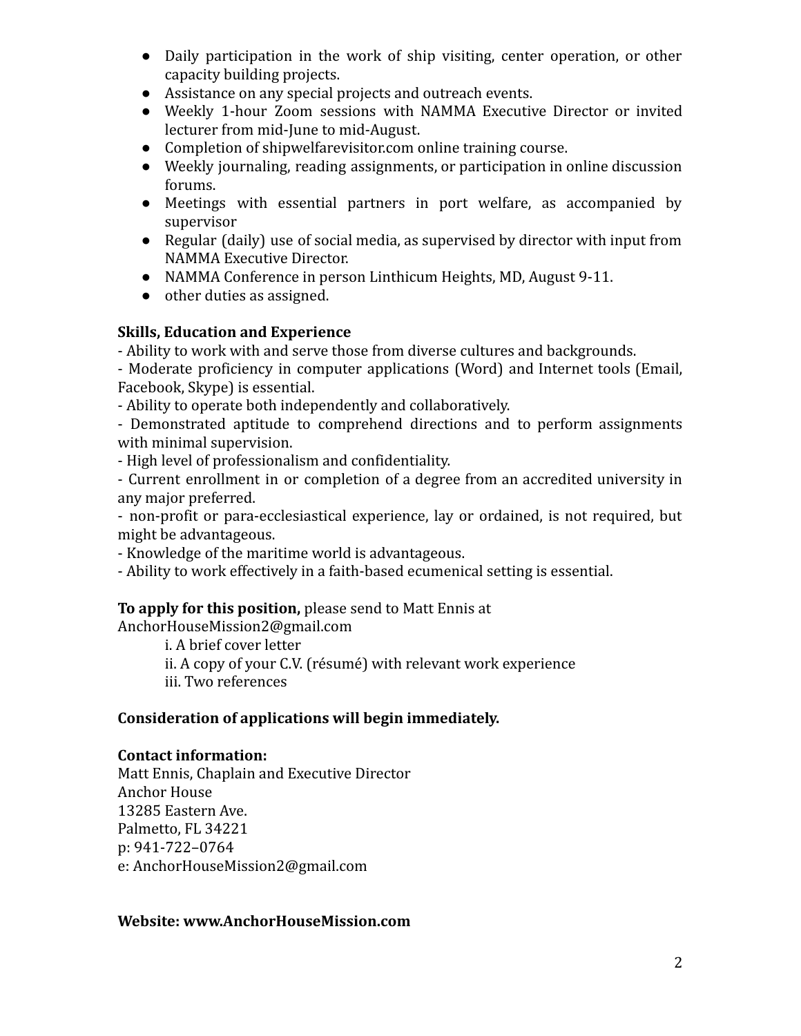- Daily participation in the work of ship visiting, center operation, or other capacity building projects.
- Assistance on any special projects and outreach events.
- Weekly 1-hour Zoom sessions with NAMMA Executive Director or invited lecturer from mid-June to mid-August.
- Completion of shipwelfarevisitor.com online training course.
- Weekly journaling, reading assignments, or participation in online discussion forums.
- Meetings with essential partners in port welfare, as accompanied by supervisor
- Regular (daily) use of social media, as supervised by director with input from NAMMA Executive Director.
- NAMMA Conference in person Linthicum Heights, MD, August 9-11.
- other duties as assigned.

**Skills, Education and Experience**

- Ability to work with and serve those from diverse cultures and backgrounds.
- Moderate proficiency in computer applications (Word) and Internet tools (Email, Facebook, Skype) is essential.
- Ability to operate both independently and collaboratively.
- Demonstrated aptitude to comprehend directions and to perform assignments with minimal supervision.
- High level of professionalism and confidentiality.
- Current enrollment in or completion of a degree from an accredited university in any major preferred.
- non-profit or para-ecclesiastical experience, lay or ordained, is not required, but might be advantageous.
- Knowledge of the maritime world is advantageous.
- Ability to work effectively in a faith-based ecumenical setting is essential.

**To apply for this position,** please send to Matt Ennis at AnchorHouseMission2@gmail.com

i. A brief cover letter
ii. A copy of your C.V. (résumé) with relevant work experience
iii. Two references

**Consideration of applications will begin immediately.**

**Contact information:**
Matt Ennis, Chaplain and Executive Director
Anchor House
13285 Eastern Ave.
Palmetto, FL 34221
p: 941-722–0764
e: AnchorHouseMission2@gmail.com

**Website: www.AnchorHouseMission.com**